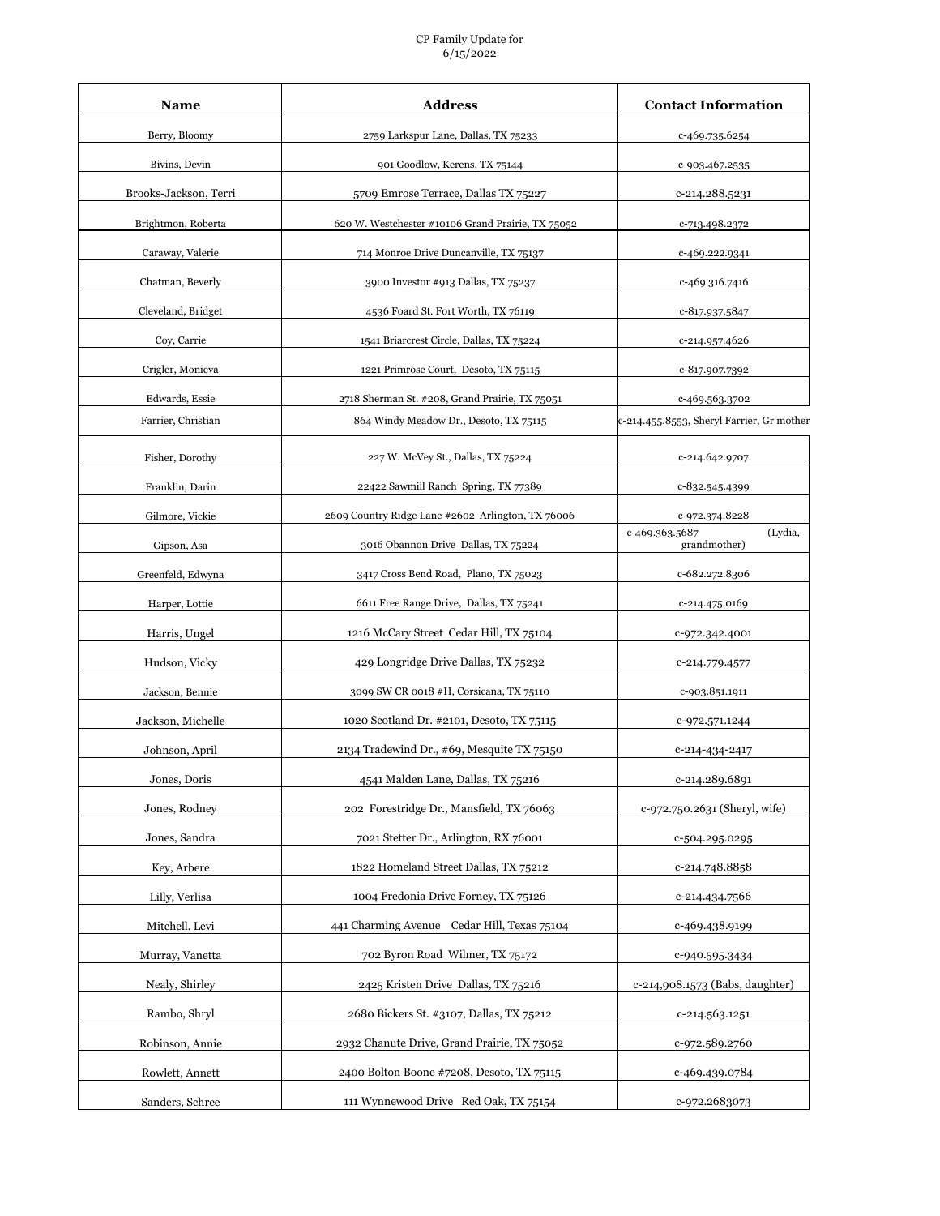CP Family Update for
6/15/2022

| Name | Address | Contact Information |
|---|---|---|
| Berry, Bloomy | 2759 Larkspur Lane, Dallas, TX 75233 | c-469.735.6254 |
| Bivins, Devin | 901 Goodlow, Kerens, TX 75144 | c-903.467.2535 |
| Brooks-Jackson, Terri | 5709 Emrose Terrace, Dallas TX 75227 | c-214.288.5231 |
| Brightmon, Roberta | 620 W. Westchester #10106 Grand Prairie, TX 75052 | c-713.498.2372 |
| Caraway, Valerie | 714 Monroe Drive Duncanville, TX 75137 | c-469.222.9341 |
| Chatman, Beverly | 3900 Investor #913 Dallas, TX 75237 | c-469.316.7416 |
| Cleveland, Bridget | 4536 Foard St. Fort Worth, TX 76119 | c-817.937.5847 |
| Coy, Carrie | 1541 Briarcrest Circle, Dallas, TX 75224 | c-214.957.4626 |
| Crigler, Monieva | 1221 Primrose Court, Desoto, TX 75115 | c-817.907.7392 |
| Edwards, Essie | 2718 Sherman St. #208, Grand Prairie, TX 75051 | c-469.563.3702 |
| Farrier, Christian | 864 Windy Meadow Dr., Desoto, TX 75115 | c-214.455.8553, Sheryl Farrier, Gr mother |
| Fisher, Dorothy | 227 W. McVey St., Dallas, TX 75224 | c-214.642.9707 |
| Franklin, Darin | 22422 Sawmill Ranch Spring, TX 77389 | c-832.545.4399 |
| Gilmore, Vickie | 2609 Country Ridge Lane #2602 Arlington, TX 76006 | c-972.374.8228 |
| Gipson, Asa | 3016 Obannon Drive Dallas, TX 75224 | c-469.363.5687 (Lydia, grandmother) |
| Greenfeld, Edwyna | 3417 Cross Bend Road, Plano, TX 75023 | c-682.272.8306 |
| Harper, Lottie | 6611 Free Range Drive, Dallas, TX 75241 | c-214.475.0169 |
| Harris, Ungel | 1216 McCary Street Cedar Hill, TX 75104 | c-972.342.4001 |
| Hudson, Vicky | 429 Longridge Drive Dallas, TX 75232 | c-214.779.4577 |
| Jackson, Bennie | 3099 SW CR 0018 #H, Corsicana, TX 75110 | c-903.851.1911 |
| Jackson, Michelle | 1020 Scotland Dr. #2101, Desoto, TX 75115 | c-972.571.1244 |
| Johnson, April | 2134 Tradewind Dr., #69, Mesquite TX 75150 | c-214-434-2417 |
| Jones, Doris | 4541 Malden Lane, Dallas, TX 75216 | c-214.289.6891 |
| Jones, Rodney | 202 Forestridge Dr., Mansfield, TX 76063 | c-972.750.2631 (Sheryl, wife) |
| Jones, Sandra | 7021 Stetter Dr., Arlington, RX 76001 | c-504.295.0295 |
| Key, Arbere | 1822 Homeland Street Dallas, TX 75212 | c-214.748.8858 |
| Lilly, Verlisa | 1004 Fredonia Drive Forney, TX 75126 | c-214.434.7566 |
| Mitchell, Levi | 441 Charming Avenue Cedar Hill, Texas 75104 | c-469.438.9199 |
| Murray, Vanetta | 702 Byron Road Wilmer, TX 75172 | c-940.595.3434 |
| Nealy, Shirley | 2425 Kristen Drive Dallas, TX 75216 | c-214,908.1573 (Babs, daughter) |
| Rambo, Shryl | 2680 Bickers St. #3107, Dallas, TX 75212 | c-214.563.1251 |
| Robinson, Annie | 2932 Chanute Drive, Grand Prairie, TX 75052 | c-972.589.2760 |
| Rowlett, Annett | 2400 Bolton Boone #7208, Desoto, TX 75115 | c-469.439.0784 |
| Sanders, Schree | 111 Wynnewood Drive Red Oak, TX 75154 | c-972.2683073 |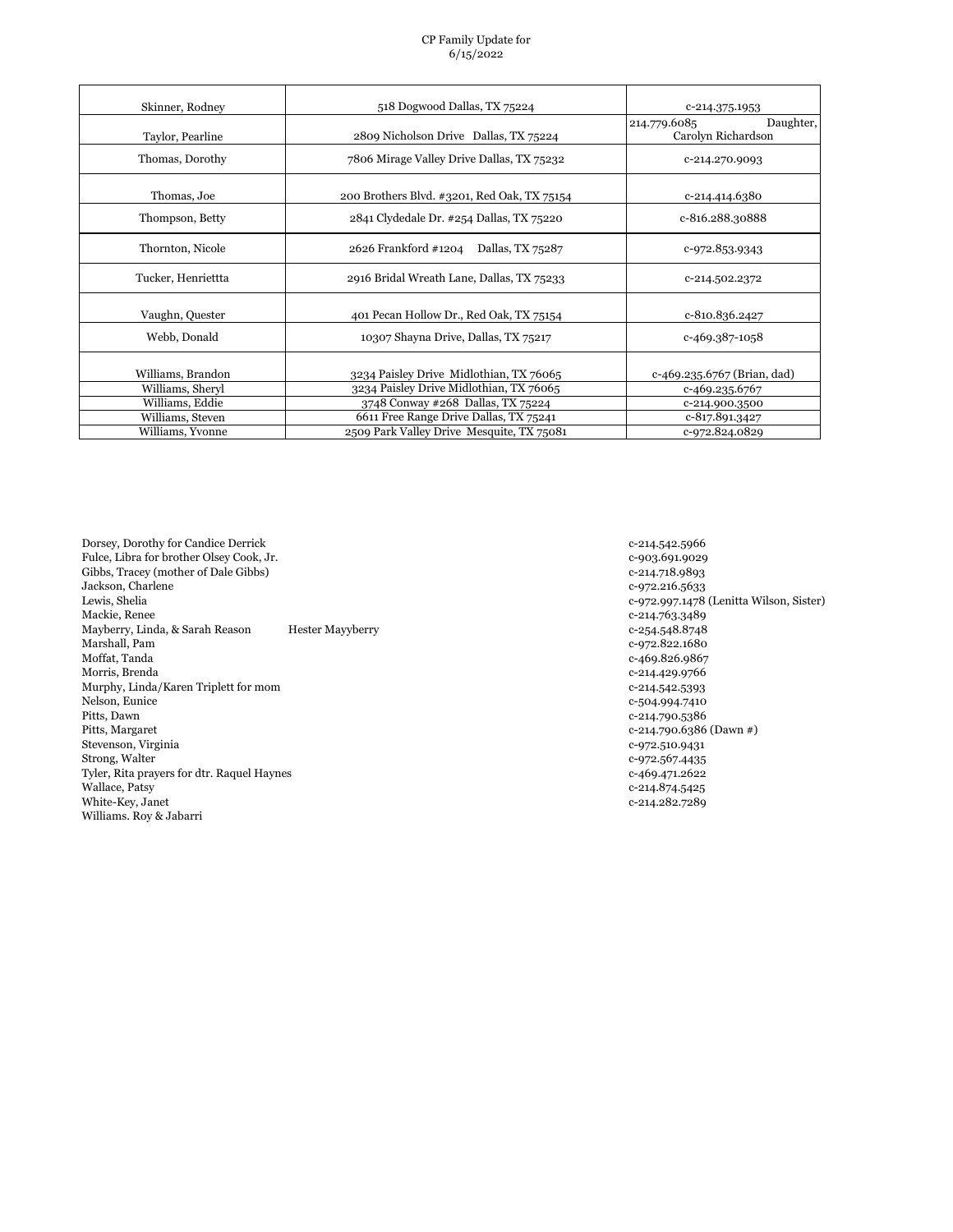CP Family Update for
6/15/2022

| | | |
|---|---|---|
| Skinner, Rodney | 518 Dogwood Dallas, TX 75224 | c-214.375.1953 |
| Taylor, Pearline | 2809 Nicholson Drive Dallas, TX 75224 | 214.779.6085 Daughter, Carolyn Richardson |
| Thomas, Dorothy | 7806 Mirage Valley Drive Dallas, TX 75232 | c-214.270.9093 |
| Thomas, Joe | 200 Brothers Blvd. #3201, Red Oak, TX 75154 | c-214.414.6380 |
| Thompson, Betty | 2841 Clydedale Dr. #254 Dallas, TX 75220 | c-816.288.30888 |
| Thornton, Nicole | 2626 Frankford #1204 Dallas, TX 75287 | c-972.853.9343 |
| Tucker, Henriettta | 2916 Bridal Wreath Lane, Dallas, TX 75233 | c-214.502.2372 |
| Vaughn, Quester | 401 Pecan Hollow Dr., Red Oak, TX 75154 | c-810.836.2427 |
| Webb, Donald | 10307 Shayna Drive, Dallas, TX 75217 | c-469.387-1058 |
| Williams, Brandon | 3234 Paisley Drive Midlothian, TX 76065 | c-469.235.6767 (Brian, dad) |
| Williams, Sheryl | 3234 Paisley Drive Midlothian, TX 76065 | c-469.235.6767 |
| Williams, Eddie | 3748 Conway #268 Dallas, TX 75224 | c-214.900.3500 |
| Williams, Steven | 6611 Free Range Drive Dallas, TX 75241 | c-817.891.3427 |
| Williams, Yvonne | 2509 Park Valley Drive Mesquite, TX 75081 | c-972.824.0829 |

| | |
|---|---|
| Dorsey, Dorothy for Candice Derrick | c-214.542.5966 |
| Fulce, Libra for brother Olsey Cook, Jr. | c-903.691.9029 |
| Gibbs, Tracey (mother of Dale Gibbs) | c-214.718.9893 |
| Jackson, Charlene | c-972.216.5633 |
| Lewis, Shelia | c-972.997.1478 (Lenitta Wilson, Sister) |
| Mackie, Renee | c-214.763.3489 |
| Mayberry, Linda, & Sarah Reason Hester Mayyberry | c-254.548.8748 |
| Marshall, Pam | c-972.822.1680 |
| Moffat, Tanda | c-469.826.9867 |
| Morris, Brenda | c-214.429.9766 |
| Murphy, Linda/Karen Triplett for mom | c-214.542.5393 |
| Nelson, Eunice | c-504.994.7410 |
| Pitts, Dawn | c-214.790.5386 |
| Pitts, Margaret | c-214.790.6386 (Dawn #) |
| Stevenson, Virginia | c-972.510.9431 |
| Strong, Walter | c-972.567.4435 |
| Tyler, Rita prayers for dtr. Raquel Haynes | c-469.471.2622 |
| Wallace, Patsy | c-214.874.5425 |
| White-Key, Janet | c-214.282.7289 |
| Williams. Roy & Jabarri | |